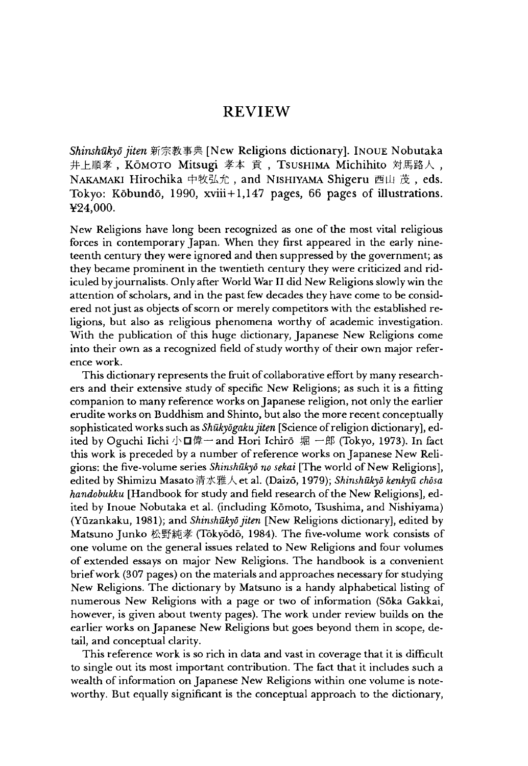# REVIEW

*Shinshūkyō jiten* 新宗教事典 [New Religions dictionary]. INOUE Nobutaka 井上順孝, KŌMOTO Mitsugi 孝本 貢, TSUSHIMA Michihito 対馬路人, NAKAMAKI Hirochika 中牧弘允, and NISHIYAMA Shigeru 西山 茂, eds. Tokyo: Kōbundō, 1990, xviii+1,147 pages, 66 pages of illustrations. ¥24,000.

New Religions have long been recognized as one of the most vital religious forces in contemporary Japan. When they first appeared in the early nineteenth century they were ignored and then suppressed by the government; as they became prominent in the twentieth century they were criticized and ridiculed by journalists. Only after World War II did New Religions slowly win the attention of scholars, and in the past few decades they have come to be considered not just as objects of scorn or merely competitors with the established religions, but also as religious phenomena worthy of academic investigation. With the publication of this huge dictionary, Japanese New Religions come into their own as a recognized field of study worthy of their own major reference work.

This dictionary represents the fruit of collaborative effort by many researchers and their extensive study of specific New Religions; as such it is a fitting companion to many reference works on Japanese religion, not only the earlier erudite works on Buddhism and Shinto, but also the more recent conceptually sophisticated works such as *Shūkyōgaku jiten* [Science of religion dictionary], edited by Oguchi Iichi 小口偉一 and Hori Ichirō 堀 一郎 (Tokyo, 1973). In fact this work is preceded by a number of reference works on Japanese New Religions: the five-volume series *Shinshūkyō no sekai* [The world of New Religions], edited by Shimizu Masato 清水雅人 et al. (Daizō, 1979); *Shinshūkyō kenkyū chōsa handobukku* [Handbook for study and field research of the New Religions], edited by Inoue Nobutaka et al. (including Kōmoto, Tsushima, and Nishiyama) (Yūzankaku, 1981); and *Shinshūkyō jiten* [New Religions dictionary], edited by Matsuno Junko 松野純孝 (Tōkyōdō, 1984). The five-volume work consists of one volume on the general issues related to New Religions and four volumes of extended essays on major New Religions. The handbook is a convenient brief work (307 pages) on the materials and approaches necessary for studying New Religions. The dictionary by Matsuno is a handy alphabetical listing of numerous New Religions with a page or two of information (Sōka Gakkai, however, is given about twenty pages). The work under review builds on the earlier works on Japanese New Religions but goes beyond them in scope, detail, and conceptual clarity.

This reference work is so rich in data and vast in coverage that it is difficult to single out its most important contribution. The fact that it includes such a wealth of information on Japanese New Religions within one volume is noteworthy. But equally significant is the conceptual approach to the dictionary,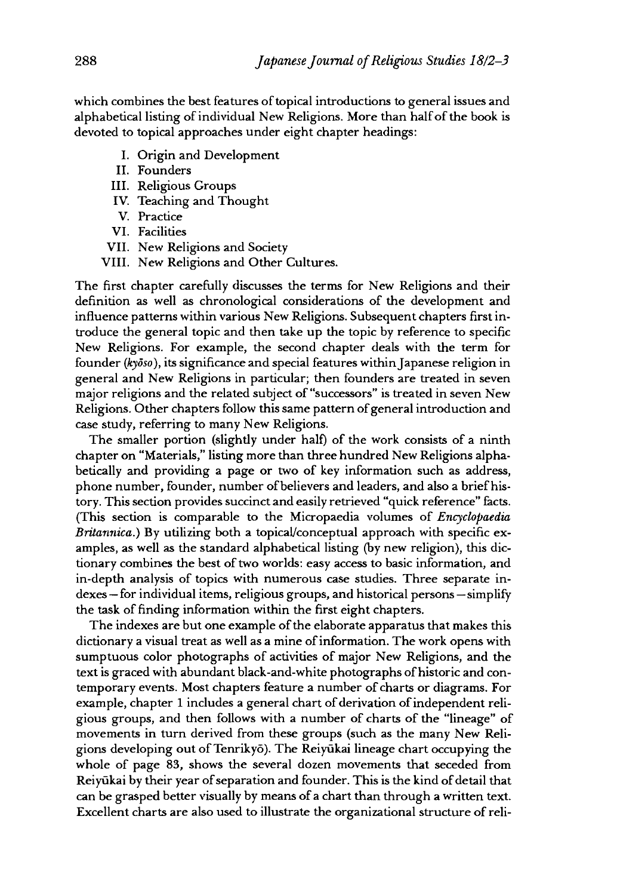which combines the best features of topical introductions to general issues and alphabetical listing of individual New Religions. More than half of the book is devoted to topical approaches under eight chapter headings:

I. Origin and Development
II. Founders
III. Religious Groups
IV. Teaching and Thought
V. Practice
VI. Facilities
VII. New Religions and Society
VIII. New Religions and Other Cultures.

The first chapter carefully discusses the terms for New Religions and their definition as well as chronological considerations of the development and influence patterns within various New Religions. Subsequent chapters first introduce the general topic and then take up the topic by reference to specific New Religions. For example, the second chapter deals with the term for founder (*kyōso*), its significance and special features within Japanese religion in general and New Religions in particular; then founders are treated in seven major religions and the related subject of "successors" is treated in seven New Religions. Other chapters follow this same pattern of general introduction and case study, referring to many New Religions.

The smaller portion (slightly under half) of the work consists of a ninth chapter on "Materials," listing more than three hundred New Religions alphabetically and providing a page or two of key information such as address, phone number, founder, number of believers and leaders, and also a brief history. This section provides succinct and easily retrieved "quick reference" facts. (This section is comparable to the Micropaedia volumes of *Encyclopaedia Britannica*.) By utilizing both a topical/conceptual approach with specific examples, as well as the standard alphabetical listing (by new religion), this dictionary combines the best of two worlds: easy access to basic information, and in-depth analysis of topics with numerous case studies. Three separate indexes—for individual items, religious groups, and historical persons—simplify the task of finding information within the first eight chapters.

The indexes are but one example of the elaborate apparatus that makes this dictionary a visual treat as well as a mine of information. The work opens with sumptuous color photographs of activities of major New Religions, and the text is graced with abundant black-and-white photographs of historic and contemporary events. Most chapters feature a number of charts or diagrams. For example, chapter 1 includes a general chart of derivation of independent religious groups, and then follows with a number of charts of the "lineage" of movements in turn derived from these groups (such as the many New Religions developing out of Tenrikyō). The Reiyūkai lineage chart occupying the whole of page 83, shows the several dozen movements that seceded from Reiyūkai by their year of separation and founder. This is the kind of detail that can be grasped better visually by means of a chart than through a written text. Excellent charts are also used to illustrate the organizational structure of reli-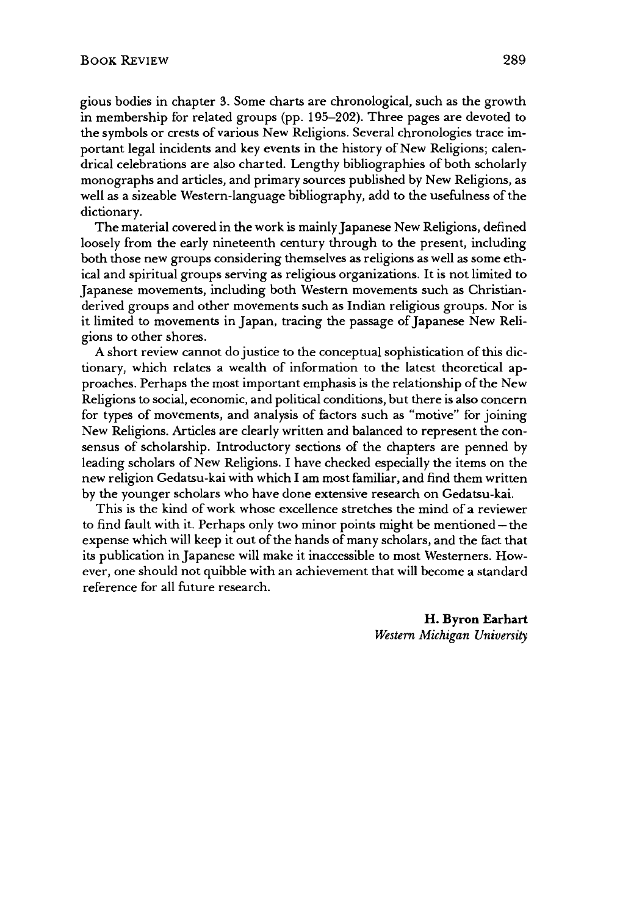gious bodies in chapter 3. Some charts are chronological, such as the growth in membership for related groups (pp. 195–202). Three pages are devoted to the symbols or crests of various New Religions. Several chronologies trace important legal incidents and key events in the history of New Religions; calendrical celebrations are also charted. Lengthy bibliographies of both scholarly monographs and articles, and primary sources published by New Religions, as well as a sizeable Western-language bibliography, add to the usefulness of the dictionary.

The material covered in the work is mainly Japanese New Religions, defined loosely from the early nineteenth century through to the present, including both those new groups considering themselves as religions as well as some ethical and spiritual groups serving as religious organizations. It is not limited to Japanese movements, including both Western movements such as Christian-derived groups and other movements such as Indian religious groups. Nor is it limited to movements in Japan, tracing the passage of Japanese New Religions to other shores.

A short review cannot do justice to the conceptual sophistication of this dictionary, which relates a wealth of information to the latest theoretical approaches. Perhaps the most important emphasis is the relationship of the New Religions to social, economic, and political conditions, but there is also concern for types of movements, and analysis of factors such as "motive" for joining New Religions. Articles are clearly written and balanced to represent the consensus of scholarship. Introductory sections of the chapters are penned by leading scholars of New Religions. I have checked especially the items on the new religion Gedatsu-kai with which I am most familiar, and find them written by the younger scholars who have done extensive research on Gedatsu-kai.

This is the kind of work whose excellence stretches the mind of a reviewer to find fault with it. Perhaps only two minor points might be mentioned—the expense which will keep it out of the hands of many scholars, and the fact that its publication in Japanese will make it inaccessible to most Westerners. However, one should not quibble with an achievement that will become a standard reference for all future research.

**H. Byron Earhart**
*Western Michigan University*